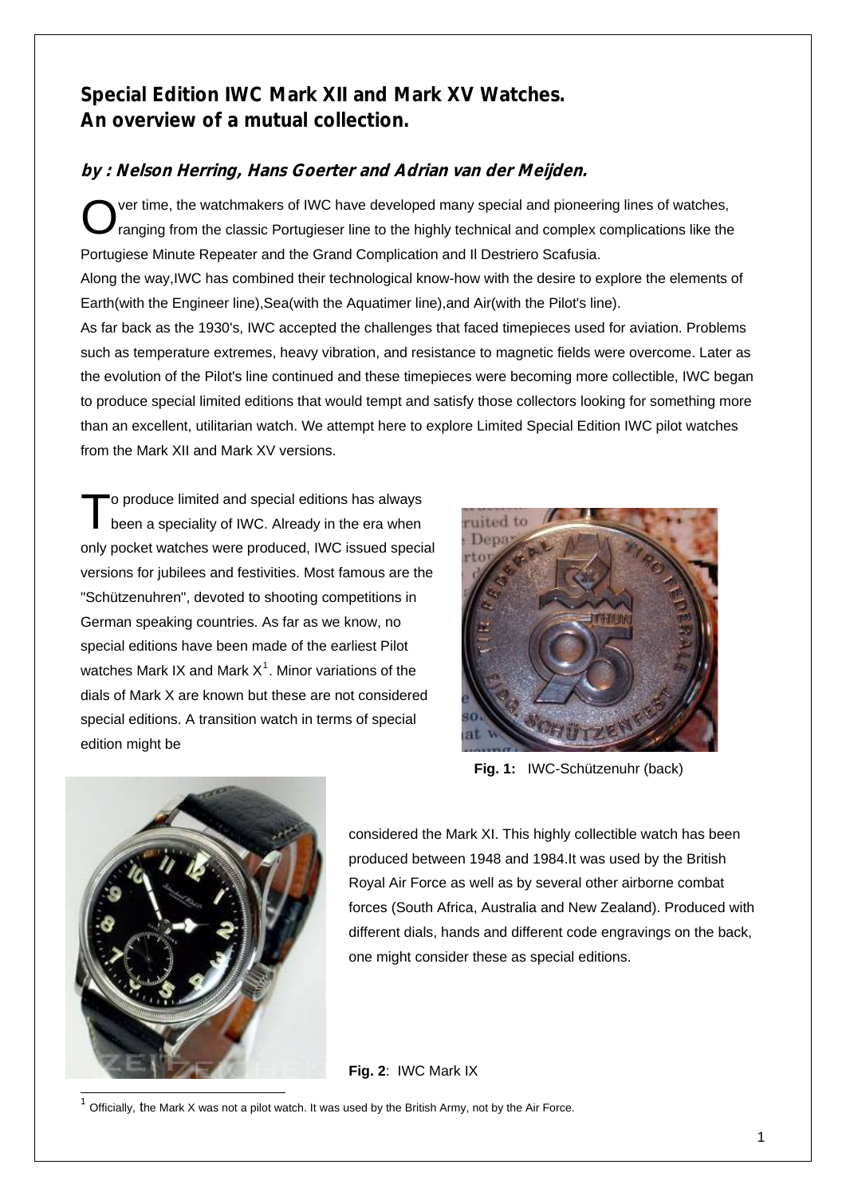# Special Edition IWC Mark XII and Mark XV Watches.
# An overview of a mutual collection.

### by : Nelson Herring, Hans Goerter and Adrian van der Meijden.

Over time, the watchmakers of IWC have developed many special and pioneering lines of watches, ranging from the classic Portugieser line to the highly technical and complex complications like the Portugiese Minute Repeater and the Grand Complication and Il Destriero Scafusia.

Along the way,IWC has combined their technological know-how with the desire to explore the elements of Earth(with the Engineer line),Sea(with the Aquatimer line),and Air(with the Pilot's line).

As far back as the 1930's, IWC accepted the challenges that faced timepieces used for aviation. Problems such as temperature extremes, heavy vibration, and resistance to magnetic fields were overcome. Later as the evolution of the Pilot's line continued and these timepieces were becoming more collectible, IWC began to produce special limited editions that would tempt and satisfy those collectors looking for something more than an excellent, utilitarian watch. We attempt here to explore Limited Special Edition IWC pilot watches from the Mark XII and Mark XV versions.

To produce limited and special editions has always been a speciality of IWC. Already in the era when only pocket watches were produced, IWC issued special versions for jubilees and festivities. Most famous are the "Schützenuhren", devoted to shooting competitions in German speaking countries. As far as we know, no special editions have been made of the earliest Pilot watches Mark IX and Mark X[1]. Minor variations of the dials of Mark X are known but these are not considered special editions. A transition watch in terms of special edition might be considered the Mark XI. This highly collectible watch has been produced between 1948 and 1984.It was used by the British Royal Air Force as well as by several other airborne combat forces (South Africa, Australia and New Zealand). Produced with different dials, hands and different code engravings on the back, one might consider these as special editions.

**Fig. 1:** IWC-Schützenuhr (back)

**Fig. 2**: IWC Mark IX

[1] Officially, the Mark X was not a pilot watch. It was used by the British Army, not by the Air Force.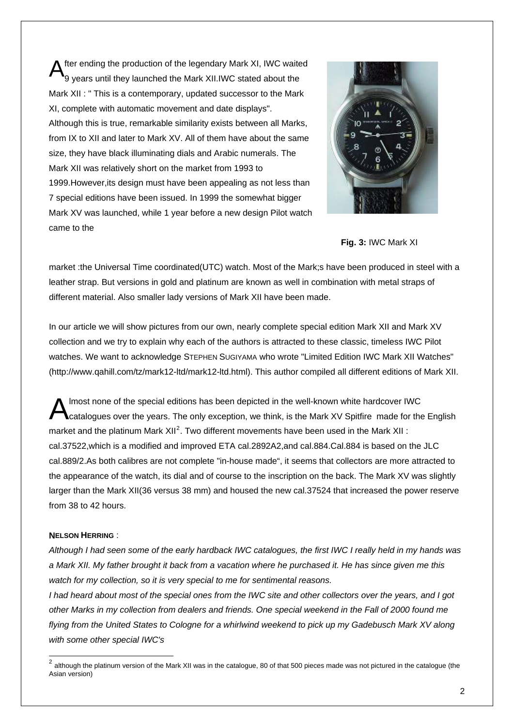After ending the production of the legendary Mark XI, IWC waited 9 years until they launched the Mark XII.IWC stated about the Mark XII : " This is a contemporary, updated successor to the Mark XI, complete with automatic movement and date displays". Although this is true, remarkable similarity exists between all Marks, from IX to XII and later to Mark XV. All of them have about the same size, they have black illuminating dials and Arabic numerals. The Mark XII was relatively short on the market from 1993 to 1999.However,its design must have been appealing as not less than 7 special editions have been issued. In 1999 the somewhat bigger Mark XV was launched, while 1 year before a new design Pilot watch came to the market :the Universal Time coordinated(UTC) watch. Most of the Mark;s have been produced in steel with a leather strap. But versions in gold and platinum are known as well in combination with metal straps of different material. Also smaller lady versions of Mark XII have been made.

**Fig. 3:** IWC Mark XI

In our article we will show pictures from our own, nearly complete special edition Mark XII and Mark XV collection and we try to explain why each of the authors is attracted to these classic, timeless IWC Pilot watches. We want to acknowledge STEPHEN SUGIYAMA who wrote "Limited Edition IWC Mark XII Watches" (http://www.qahill.com/tz/mark12-ltd/mark12-ltd.html). This author compiled all different editions of Mark XII.

Almost none of the special editions has been depicted in the well-known white hardcover IWC catalogues over the years. The only exception, we think, is the Mark XV Spitfire made for the English market and the platinum Mark XII[2]. Two different movements have been used in the Mark XII : cal.37522,which is a modified and improved ETA cal.2892A2,and cal.884.Cal.884 is based on the JLC cal.889/2.As both calibres are not complete "in-house made“, it seems that collectors are more attracted to the appearance of the watch, its dial and of course to the inscription on the back. The Mark XV was slightly larger than the Mark XII(36 versus 38 mm) and housed the new cal.37524 that increased the power reserve from 38 to 42 hours.

**NELSON HERRING** :

*Although I had seen some of the early hardback IWC catalogues, the first IWC I really held in my hands was a Mark XII. My father brought it back from a vacation where he purchased it. He has since given me this watch for my collection, so it is very special to me for sentimental reasons.*

*I had heard about most of the special ones from the IWC site and other collectors over the years, and I got other Marks in my collection from dealers and friends. One special weekend in the Fall of 2000 found me flying from the United States to Cologne for a whirlwind weekend to pick up my Gadebusch Mark XV along with some other special IWC's*

[2] although the platinum version of the Mark XII was in the catalogue, 80 of that 500 pieces made was not pictured in the catalogue (the Asian version)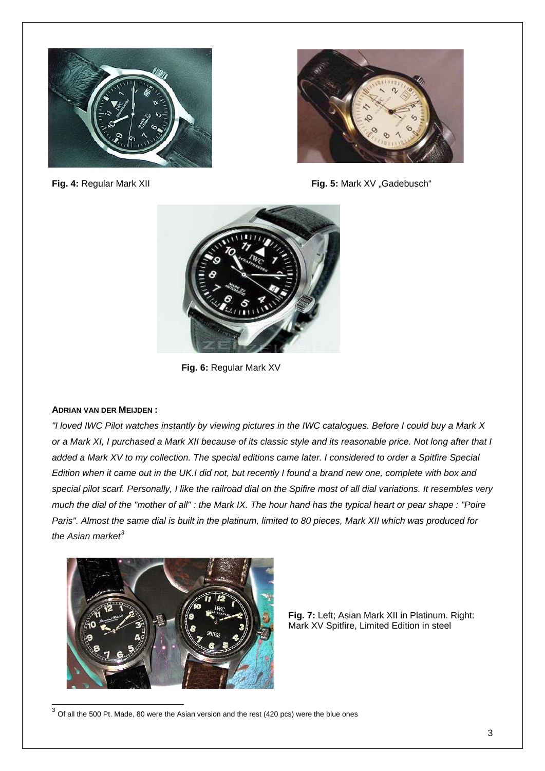**Fig. 4:** Regular Mark XII

**Fig. 5:** Mark XV „Gadebusch“

**Fig. 6:** Regular Mark XV

**ADRIAN VAN DER MEIJDEN :**

*"I loved IWC Pilot watches instantly by viewing pictures in the IWC catalogues. Before I could buy a Mark X or a Mark XI, I purchased a Mark XII because of its classic style and its reasonable price. Not long after that I added a Mark XV to my collection. The special editions came later. I considered to order a Spitfire Special Edition when it came out in the UK.I did not, but recently I found a brand new one, complete with box and special pilot scarf. Personally, I like the railroad dial on the Spifire most of all dial variations. It resembles very much the dial of the "mother of all" : the Mark IX. The hour hand has the typical heart or pear shape : "Poire Paris". Almost the same dial is built in the platinum, limited to 80 pieces, Mark XII which was produced for the Asian market*[3]

**Fig. 7:** Left; Asian Mark XII in Platinum. Right: Mark XV Spitfire, Limited Edition in steel

[3] Of all the 500 Pt. Made, 80 were the Asian version and the rest (420 pcs) were the blue ones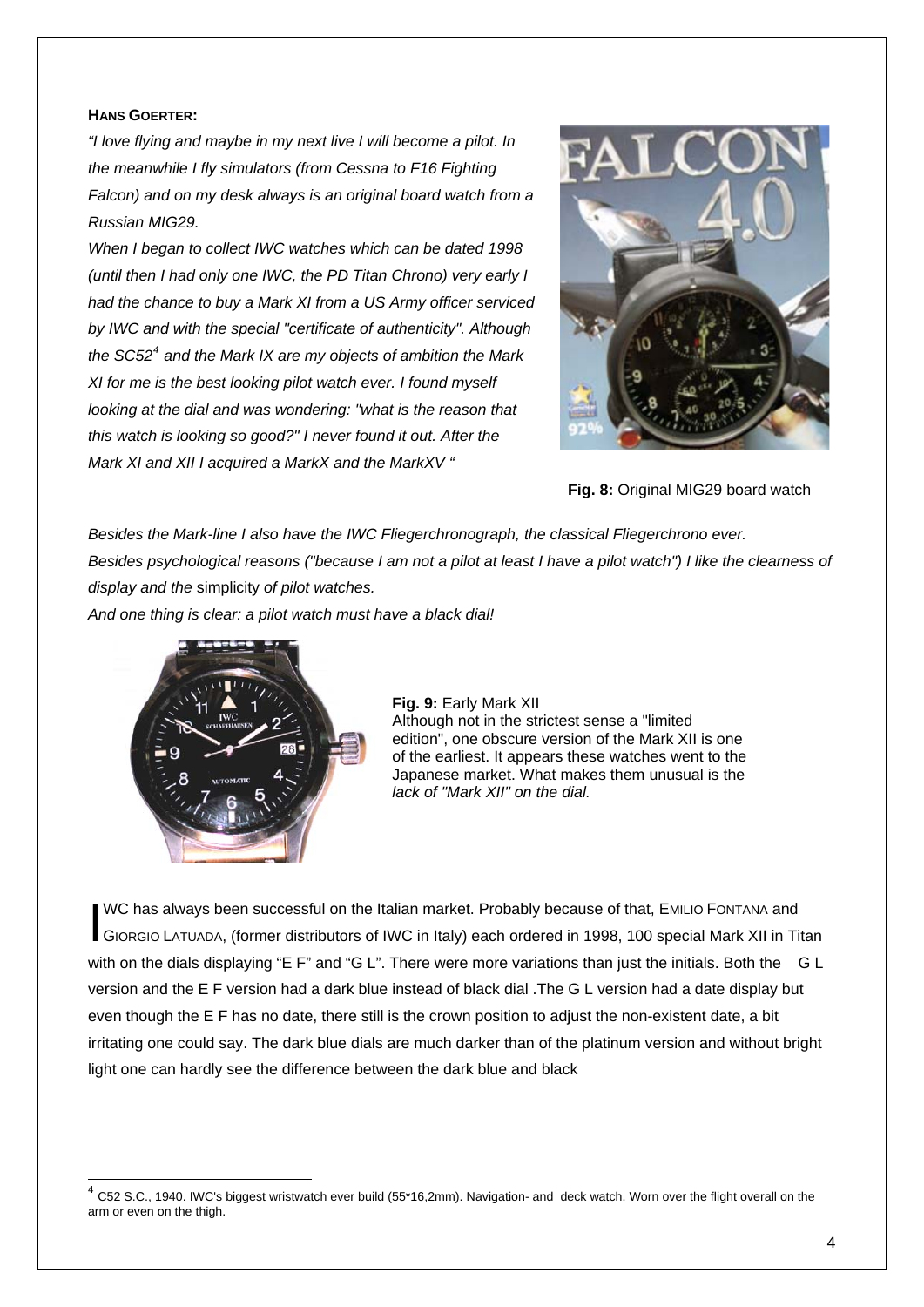**HANS GOERTER:**

*"I love flying and maybe in my next live I will become a pilot. In the meanwhile I fly simulators (from Cessna to F16 Fighting Falcon) and on my desk always is an original board watch from a Russian MIG29.*

*When I began to collect IWC watches which can be dated 1998 (until then I had only one IWC, the PD Titan Chrono) very early I had the chance to buy a Mark XI from a US Army officer serviced by IWC and with the special "certificate of authenticity". Although the SC52[4] and the Mark IX are my objects of ambition the Mark XI for me is the best looking pilot watch ever. I found myself looking at the dial and was wondering: "what is the reason that this watch is looking so good?" I never found it out. After the Mark XI and XII I acquired a MarkX and the MarkXV "*

**Fig. 8:** Original MIG29 board watch

*Besides the Mark-line I also have the IWC Fliegerchronograph, the classical Fliegerchrono ever. Besides psychological reasons ("because I am not a pilot at least I have a pilot watch") I like the clearness of display and the* simplicity *of pilot watches.*

*And one thing is clear: a pilot watch must have a black dial!*

**Fig. 9:** Early Mark XII
Although not in the strictest sense a "limited edition", one obscure version of the Mark XII is one of the earliest. It appears these watches went to the Japanese market. What makes them unusual is the *lack of "Mark XII" on the dial.*

IWC has always been successful on the Italian market. Probably because of that, EMILIO FONTANA and GIORGIO LATUADA, (former distributors of IWC in Italy) each ordered in 1998, 100 special Mark XII in Titan with on the dials displaying "E F" and "G L". There were more variations than just the initials. Both the G L version and the E F version had a dark blue instead of black dial .The G L version had a date display but even though the E F has no date, there still is the crown position to adjust the non-existent date, a bit irritating one could say. The dark blue dials are much darker than of the platinum version and without bright light one can hardly see the difference between the dark blue and black

---

[4] C52 S.C., 1940. IWC's biggest wristwatch ever build (55*16,2mm). Navigation- and deck watch. Worn over the flight overall on the arm or even on the thigh.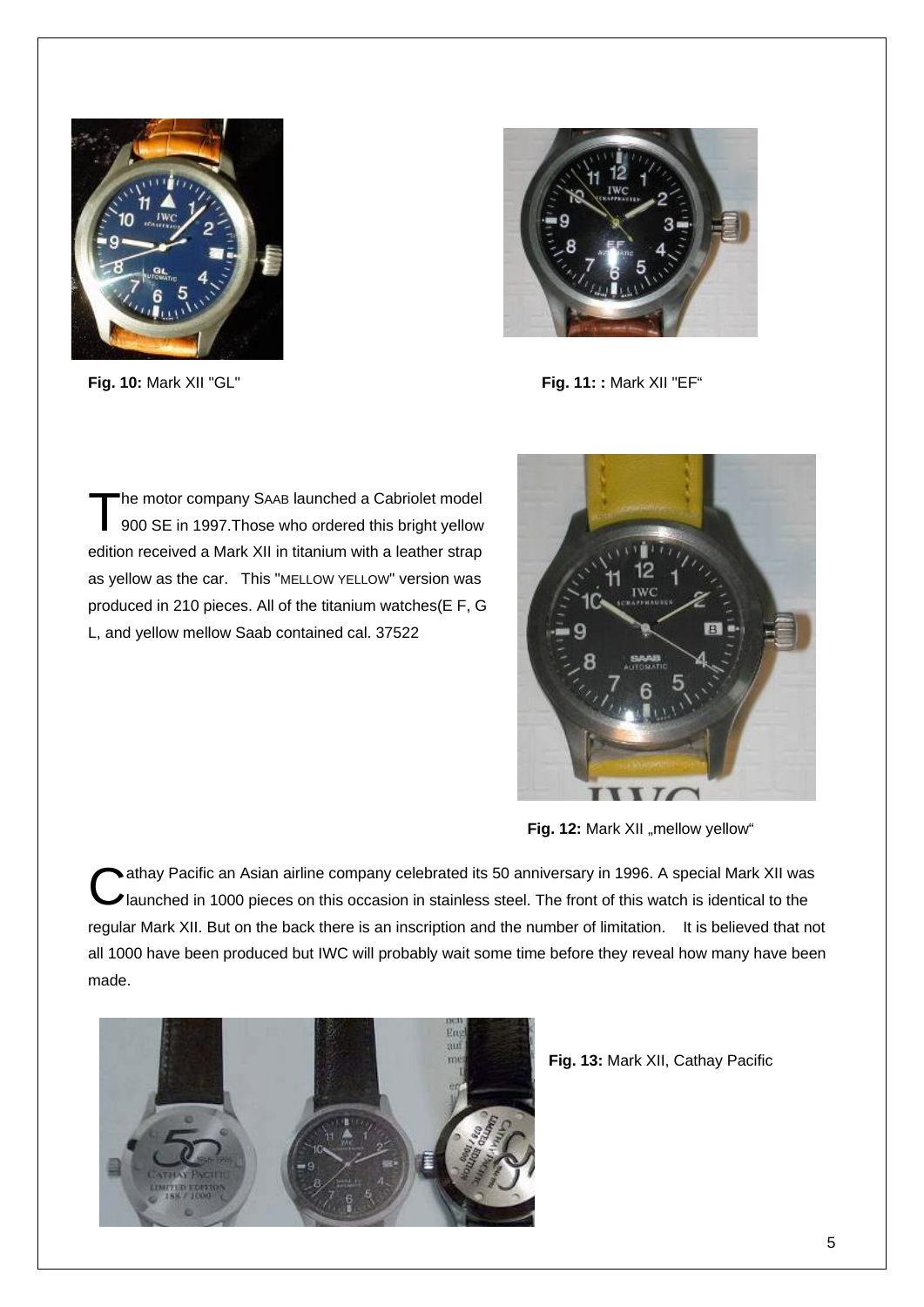**Fig. 10:** Mark XII "GL"

**Fig. 11: :** Mark XII "EF"

The motor company SAAB launched a Cabriolet model 900 SE in 1997.Those who ordered this bright yellow edition received a Mark XII in titanium with a leather strap as yellow as the car. This "MELLOW YELLOW" version was produced in 210 pieces. All of the titanium watches(E F, G L, and yellow mellow Saab contained cal. 37522

**Fig. 12:** Mark XII „mellow yellow"

Cathay Pacific an Asian airline company celebrated its 50 anniversary in 1996. A special Mark XII was launched in 1000 pieces on this occasion in stainless steel. The front of this watch is identical to the regular Mark XII. But on the back there is an inscription and the number of limitation. It is believed that not all 1000 have been produced but IWC will probably wait some time before they reveal how many have been made.

**Fig. 13:** Mark XII, Cathay Pacific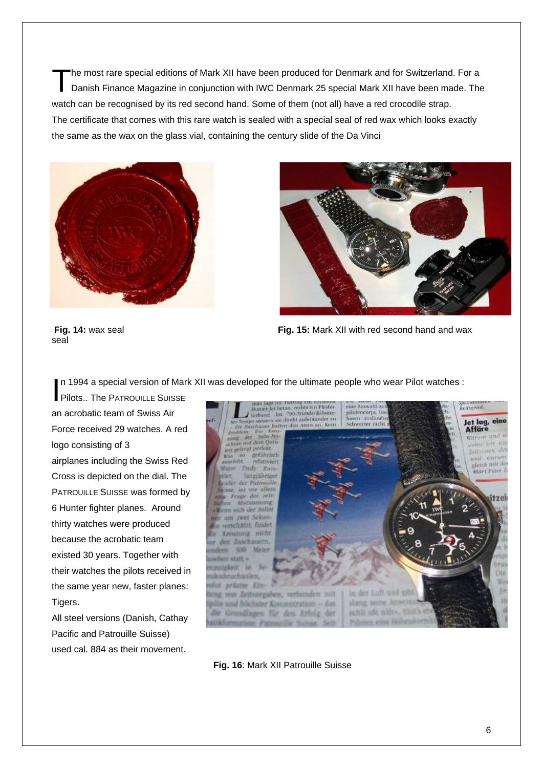The most rare special editions of Mark XII have been produced for Denmark and for Switzerland. For a Danish Finance Magazine in conjunction with IWC Denmark 25 special Mark XII have been made. The watch can be recognised by its red second hand. Some of them (not all) have a red crocodile strap. The certificate that comes with this rare watch is sealed with a special seal of red wax which looks exactly the same as the wax on the glass vial, containing the century slide of the Da Vinci

**Fig. 14:** wax seal seal

**Fig. 15:** Mark XII with red second hand and wax

In 1994 a special version of Mark XII was developed for the ultimate people who wear Pilot watches : Pilots.. The PATROUILLE SUISSE an acrobatic team of Swiss Air Force received 29 watches. A red logo consisting of 3 airplanes including the Swiss Red Cross is depicted on the dial. The PATROUILLE SUISSE was formed by 6 Hunter fighter planes. Around thirty watches were produced because the acrobatic team existed 30 years. Together with their watches the pilots received in the same year new, faster planes: Tigers.

All steel versions (Danish, Cathay Pacific and Patrouille Suisse) used cal. 884 as their movement.

**Fig. 16**: Mark XII Patrouille Suisse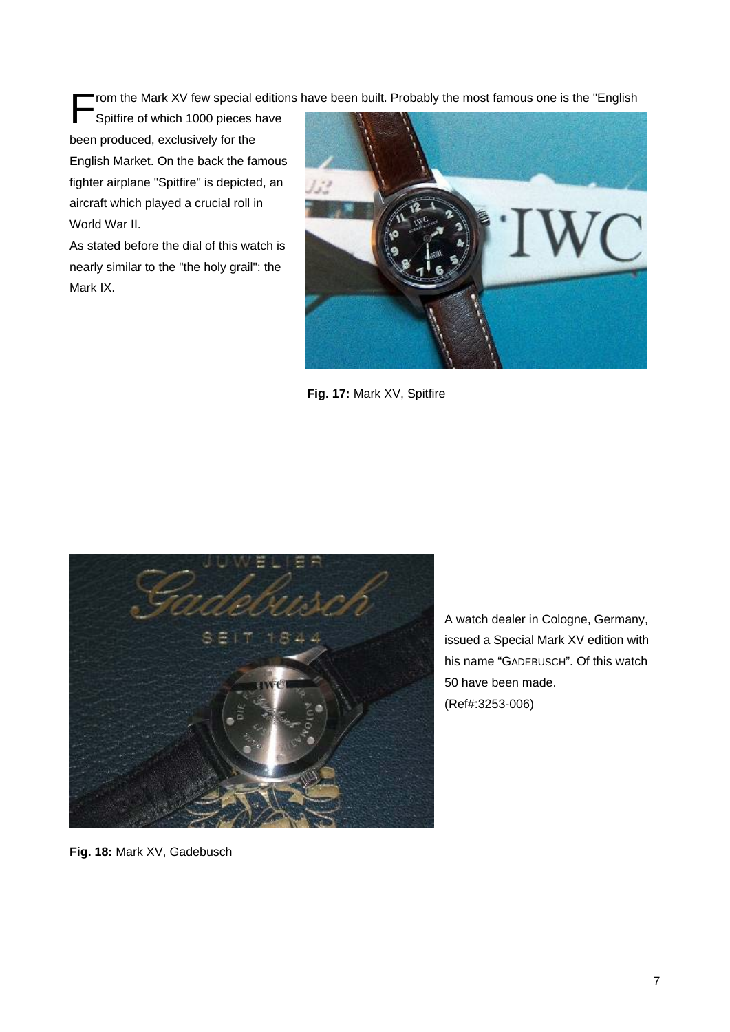From the Mark XV few special editions have been built. Probably the most famous one is the "English Spitfire of which 1000 pieces have been produced, exclusively for the English Market. On the back the famous fighter airplane "Spitfire" is depicted, an aircraft which played a crucial roll in World War II.

As stated before the dial of this watch is nearly similar to the "the holy grail": the Mark IX.

**Fig. 17:** Mark XV, Spitfire

A watch dealer in Cologne, Germany, issued a Special Mark XV edition with his name "GADEBUSCH". Of this watch 50 have been made. (Ref#:3253-006)

**Fig. 18:** Mark XV, Gadebusch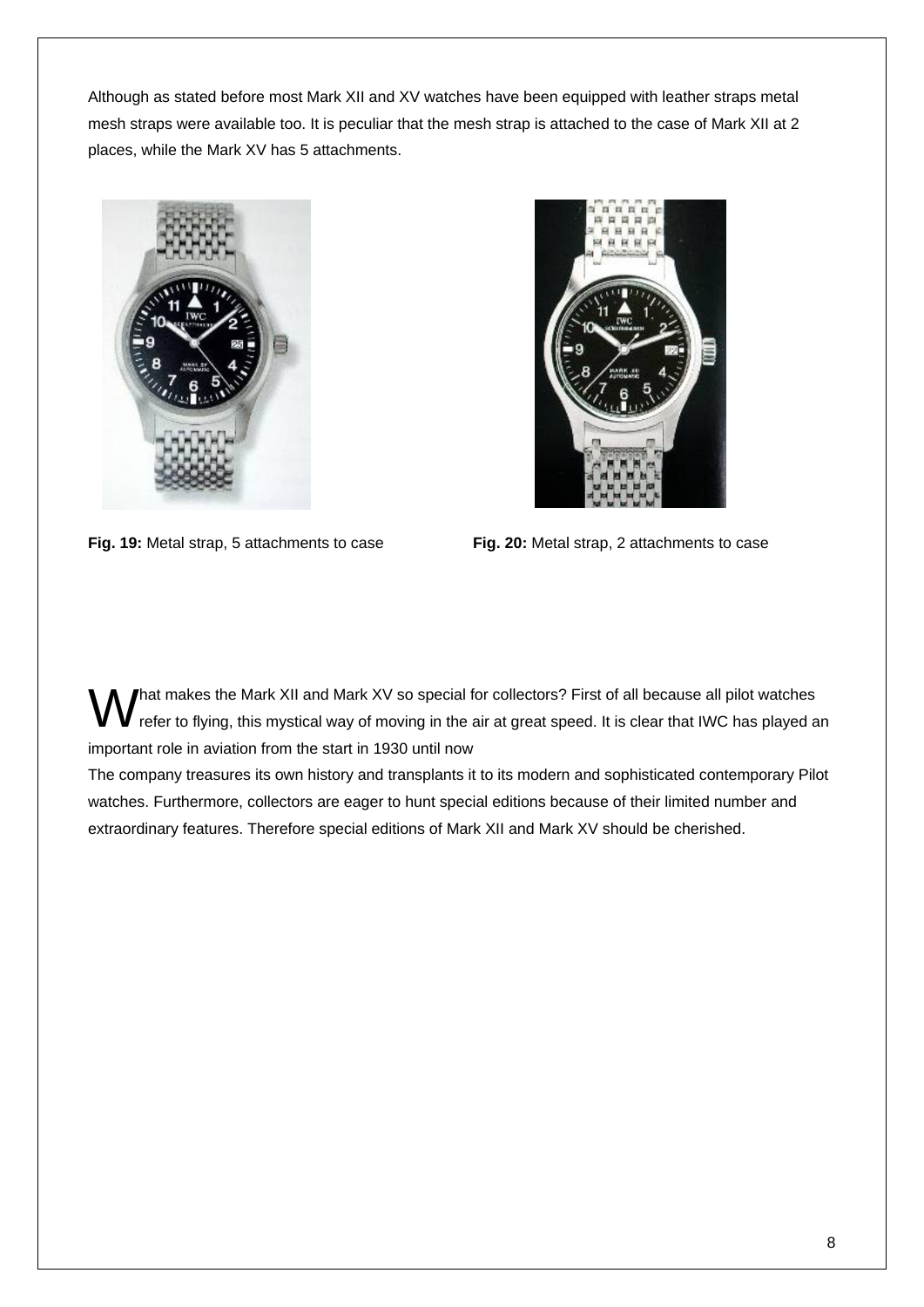Although as stated before most Mark XII and XV watches have been equipped with leather straps metal mesh straps were available too. It is peculiar that the mesh strap is attached to the case of Mark XII at 2 places, while the Mark XV has 5 attachments.

**Fig. 19:** Metal strap, 5 attachments to case

**Fig. 20:** Metal strap, 2 attachments to case

What makes the Mark XII and Mark XV so special for collectors? First of all because all pilot watches refer to flying, this mystical way of moving in the air at great speed. It is clear that IWC has played an important role in aviation from the start in 1930 until now

The company treasures its own history and transplants it to its modern and sophisticated contemporary Pilot watches. Furthermore, collectors are eager to hunt special editions because of their limited number and extraordinary features. Therefore special editions of Mark XII and Mark XV should be cherished.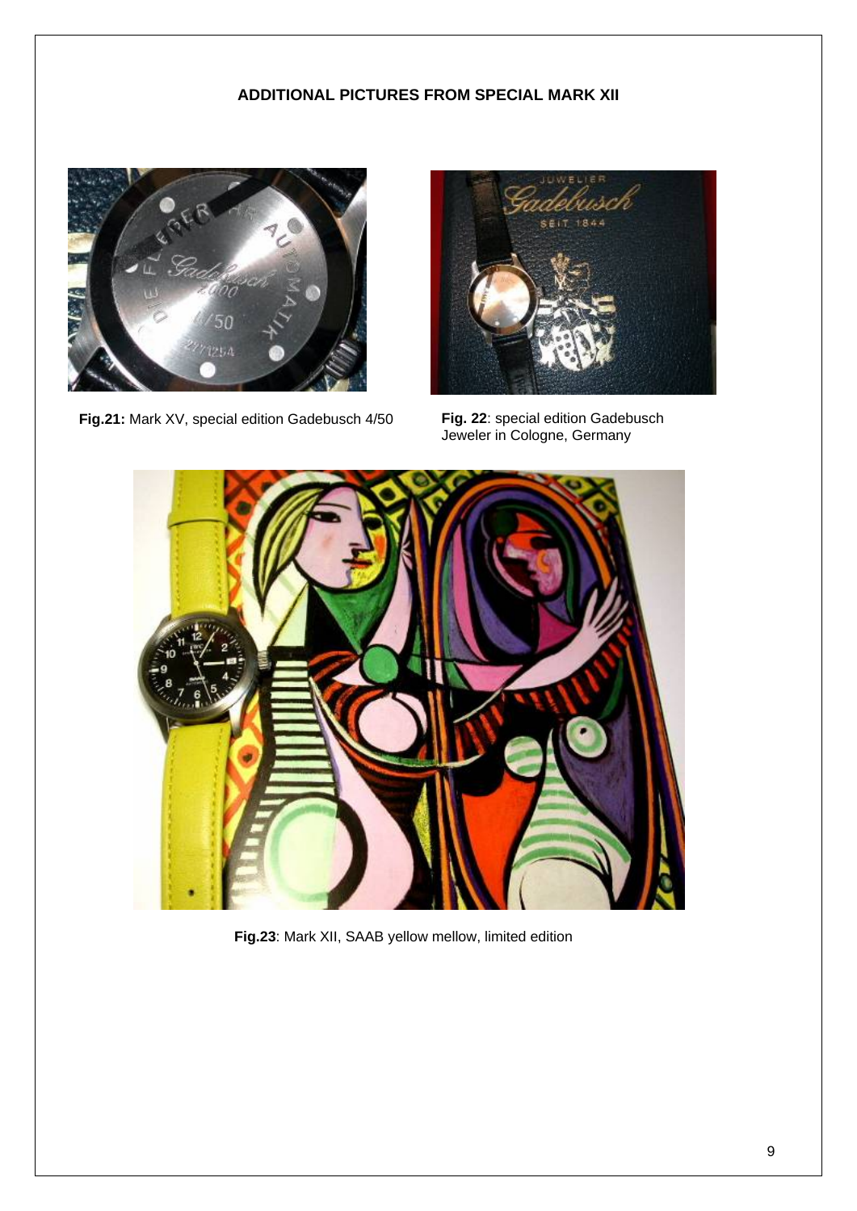**ADDITIONAL PICTURES FROM SPECIAL MARK XII**

**Fig.21:** Mark XV, special edition Gadebusch 4/50

**Fig. 22**: special edition Gadebusch Jeweler in Cologne, Germany

**Fig.23**: Mark XII, SAAB yellow mellow, limited edition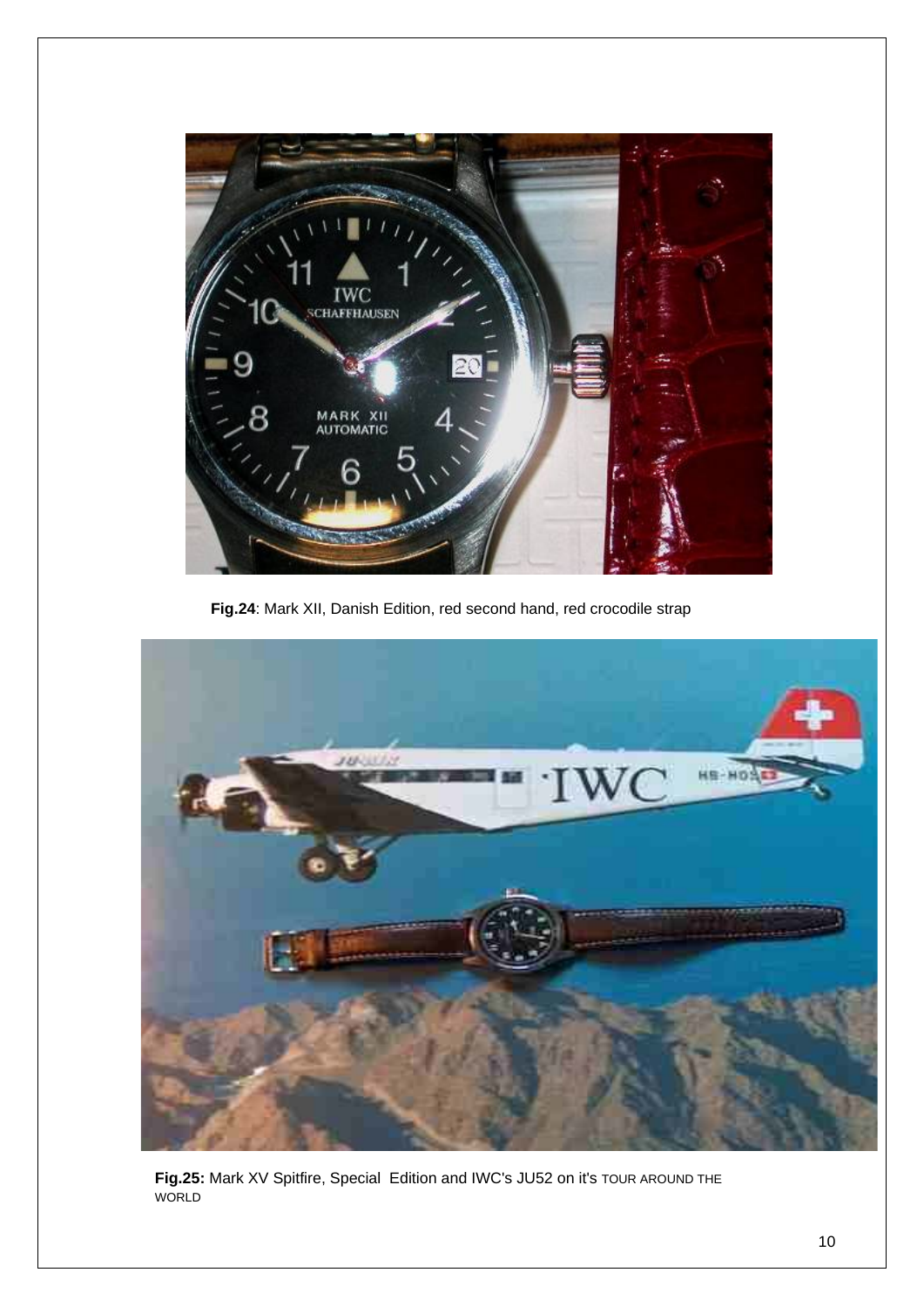**Fig.24**: Mark XII, Danish Edition, red second hand, red crocodile strap

**Fig.25:** Mark XV Spitfire, Special Edition and IWC's JU52 on it's TOUR AROUND THE WORLD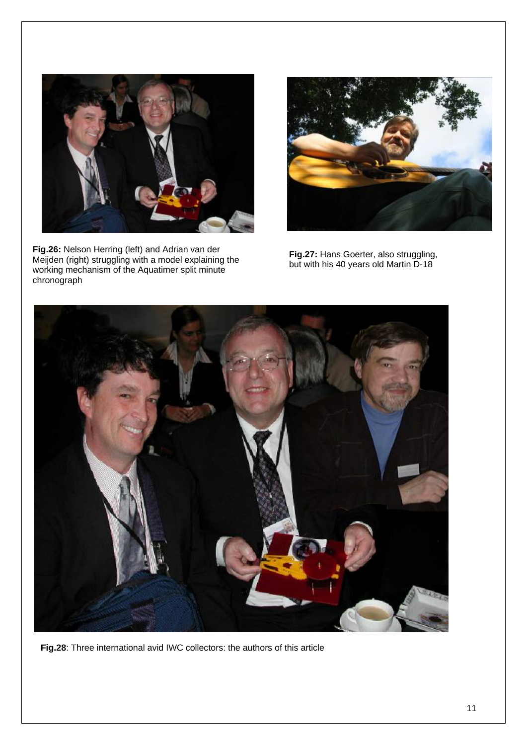**Fig.26:** Nelson Herring (left) and Adrian van der Meijden (right) struggling with a model explaining the working mechanism of the Aquatimer split minute chronograph

**Fig.27:** Hans Goerter, also struggling, but with his 40 years old Martin D-18

**Fig.28**: Three international avid IWC collectors: the authors of this article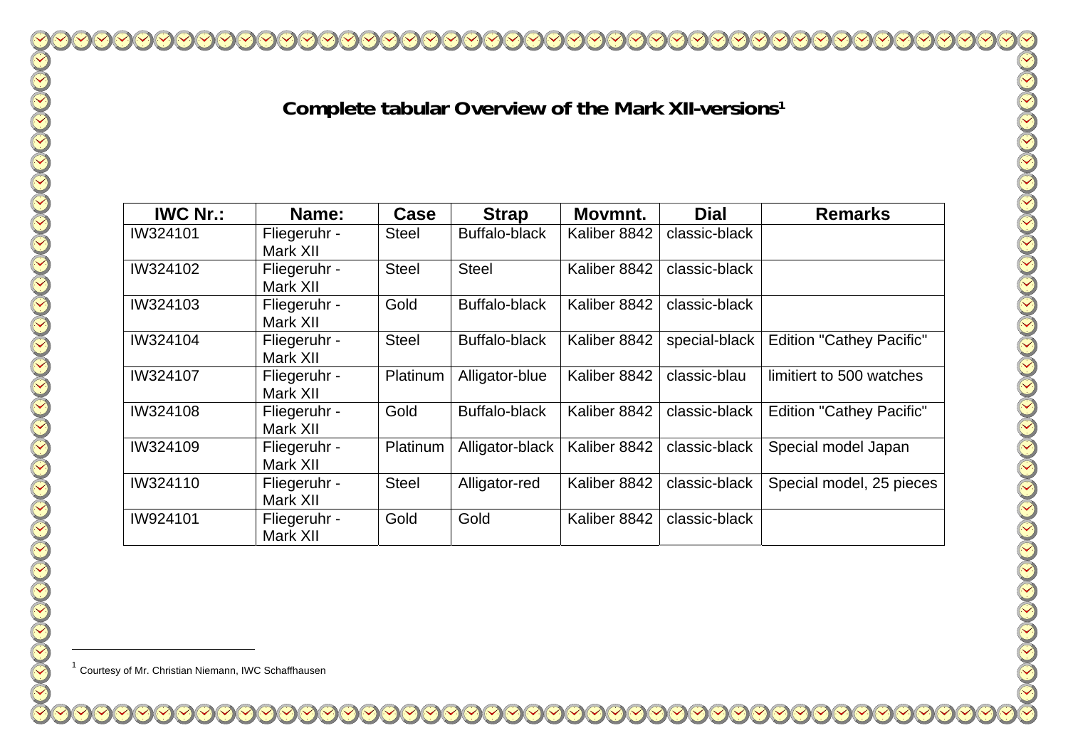## Complete tabular Overview of the Mark XII-versions[1]

| IWC Nr.: | Name: | Case | Strap | Movmnt. | Dial | Remarks |
|---|---|---|---|---|---|---|
| IW324101 | Fliegeruhr - Mark XII | Steel | Buffalo-black | Kaliber 8842 | classic-black | |
| IW324102 | Fliegeruhr - Mark XII | Steel | Steel | Kaliber 8842 | classic-black | |
| IW324103 | Fliegeruhr - Mark XII | Gold | Buffalo-black | Kaliber 8842 | classic-black | |
| IW324104 | Fliegeruhr - Mark XII | Steel | Buffalo-black | Kaliber 8842 | special-black | Edition "Cathey Pacific" |
| IW324107 | Fliegeruhr - Mark XII | Platinum | Alligator-blue | Kaliber 8842 | classic-blau | limitiert to 500 watches |
| IW324108 | Fliegeruhr - Mark XII | Gold | Buffalo-black | Kaliber 8842 | classic-black | Edition "Cathey Pacific" |
| IW324109 | Fliegeruhr - Mark XII | Platinum | Alligator-black | Kaliber 8842 | classic-black | Special model Japan |
| IW324110 | Fliegeruhr - Mark XII | Steel | Alligator-red | Kaliber 8842 | classic-black | Special model, 25 pieces |
| IW924101 | Fliegeruhr - Mark XII | Gold | Gold | Kaliber 8842 | classic-black | |

[1] Courtesy of Mr. Christian Niemann, IWC Schaffhausen